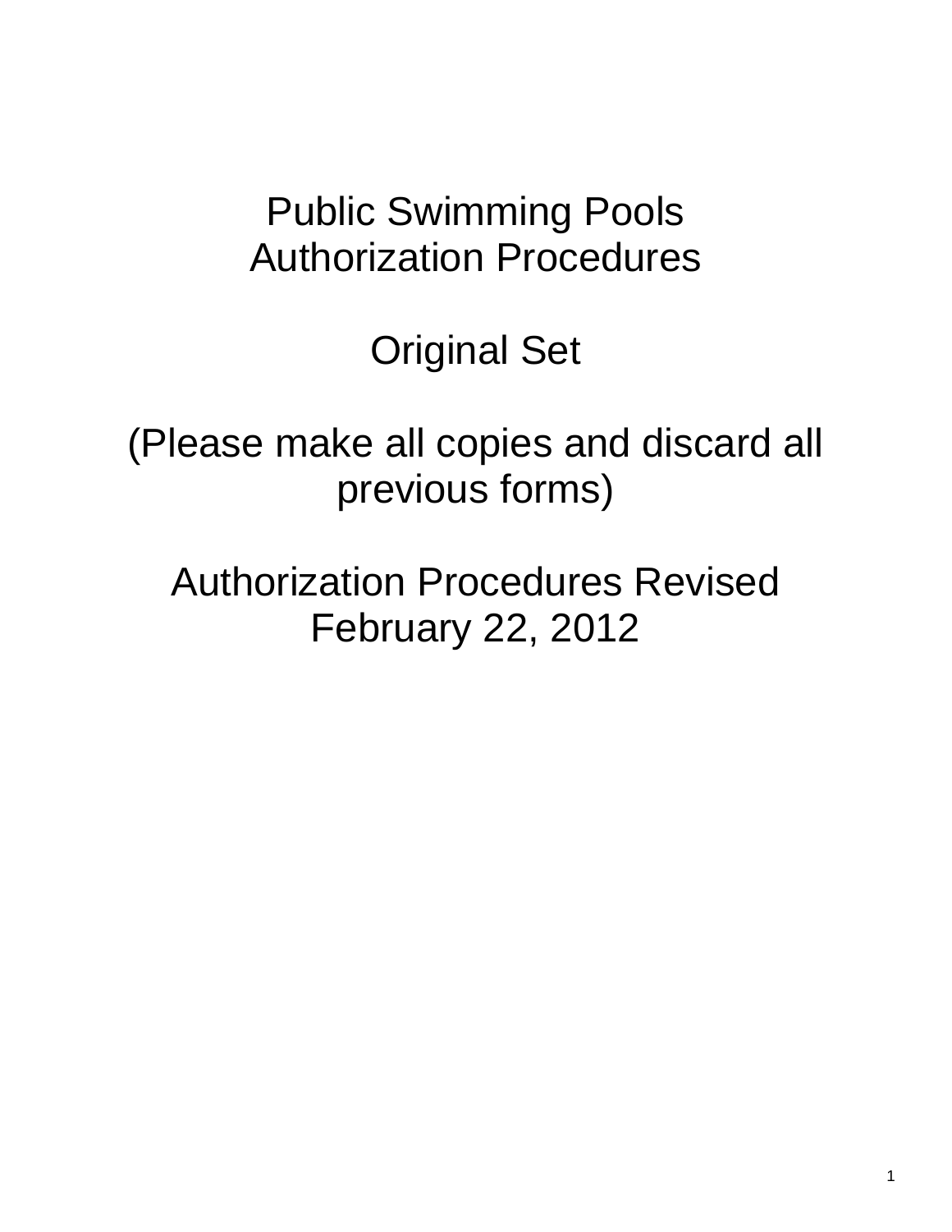# Public Swimming Pools
# Authorization Procedures

## Original Set

(Please make all copies and discard all previous forms)

Authorization Procedures Revised
February 22, 2012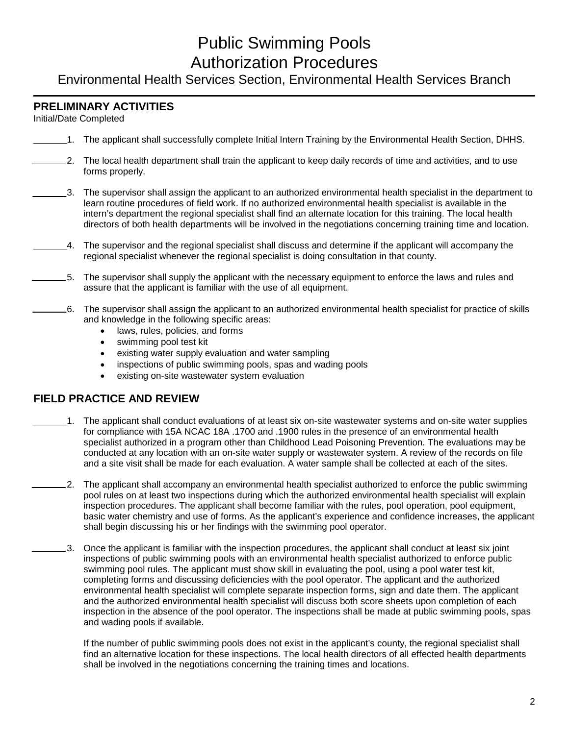# Public Swimming Pools
# Authorization Procedures

## Environmental Health Services Section, Environmental Health Services Branch

### PRELIMINARY ACTIVITIES

Initial/Date Completed

_______1. The applicant shall successfully complete Initial Intern Training by the Environmental Health Section, DHHS.

_______2. The local health department shall train the applicant to keep daily records of time and activities, and to use forms properly.

_______3. The supervisor shall assign the applicant to an authorized environmental health specialist in the department to learn routine procedures of field work. If no authorized environmental health specialist is available in the intern's department the regional specialist shall find an alternate location for this training. The local health directors of both health departments will be involved in the negotiations concerning training time and location.

_______4. The supervisor and the regional specialist shall discuss and determine if the applicant will accompany the regional specialist whenever the regional specialist is doing consultation in that county.

_______5. The supervisor shall supply the applicant with the necessary equipment to enforce the laws and rules and assure that the applicant is familiar with the use of all equipment.

_______6. The supervisor shall assign the applicant to an authorized environmental health specialist for practice of skills and knowledge in the following specific areas:

- laws, rules, policies, and forms
- swimming pool test kit
- existing water supply evaluation and water sampling
- inspections of public swimming pools, spas and wading pools
- existing on-site wastewater system evaluation

### FIELD PRACTICE AND REVIEW

_______1. The applicant shall conduct evaluations of at least six on-site wastewater systems and on-site water supplies for compliance with 15A NCAC 18A .1700 and .1900 rules in the presence of an environmental health specialist authorized in a program other than Childhood Lead Poisoning Prevention. The evaluations may be conducted at any location with an on-site water supply or wastewater system. A review of the records on file and a site visit shall be made for each evaluation. A water sample shall be collected at each of the sites.

_______2. The applicant shall accompany an environmental health specialist authorized to enforce the public swimming pool rules on at least two inspections during which the authorized environmental health specialist will explain inspection procedures. The applicant shall become familiar with the rules, pool operation, pool equipment, basic water chemistry and use of forms. As the applicant's experience and confidence increases, the applicant shall begin discussing his or her findings with the swimming pool operator.

_______3. Once the applicant is familiar with the inspection procedures, the applicant shall conduct at least six joint inspections of public swimming pools with an environmental health specialist authorized to enforce public swimming pool rules. The applicant must show skill in evaluating the pool, using a pool water test kit, completing forms and discussing deficiencies with the pool operator. The applicant and the authorized environmental health specialist will complete separate inspection forms, sign and date them. The applicant and the authorized environmental health specialist will discuss both score sheets upon completion of each inspection in the absence of the pool operator. The inspections shall be made at public swimming pools, spas and wading pools if available.

If the number of public swimming pools does not exist in the applicant's county, the regional specialist shall find an alternative location for these inspections. The local health directors of all effected health departments shall be involved in the negotiations concerning the training times and locations.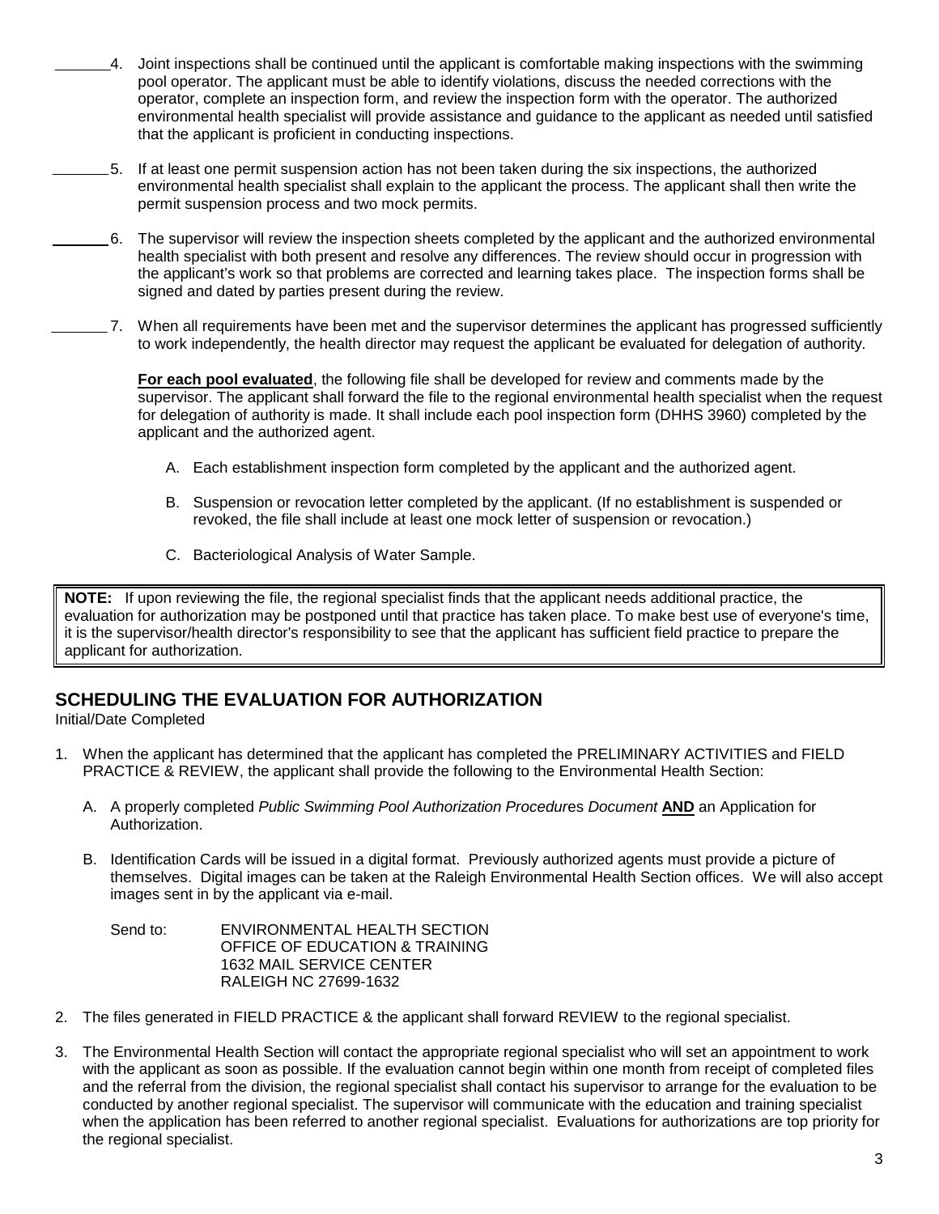_______ 4. Joint inspections shall be continued until the applicant is comfortable making inspections with the swimming pool operator. The applicant must be able to identify violations, discuss the needed corrections with the operator, complete an inspection form, and review the inspection form with the operator. The authorized environmental health specialist will provide assistance and guidance to the applicant as needed until satisfied that the applicant is proficient in conducting inspections.

_______ 5. If at least one permit suspension action has not been taken during the six inspections, the authorized environmental health specialist shall explain to the applicant the process. The applicant shall then write the permit suspension process and two mock permits.

_______ 6. The supervisor will review the inspection sheets completed by the applicant and the authorized environmental health specialist with both present and resolve any differences. The review should occur in progression with the applicant's work so that problems are corrected and learning takes place. The inspection forms shall be signed and dated by parties present during the review.

_______ 7. When all requirements have been met and the supervisor determines the applicant has progressed sufficiently to work independently, the health director may request the applicant be evaluated for delegation of authority.

**For each pool evaluated**, the following file shall be developed for review and comments made by the supervisor. The applicant shall forward the file to the regional environmental health specialist when the request for delegation of authority is made. It shall include each pool inspection form (DHHS 3960) completed by the applicant and the authorized agent.

A. Each establishment inspection form completed by the applicant and the authorized agent.

B. Suspension or revocation letter completed by the applicant. (If no establishment is suspended or revoked, the file shall include at least one mock letter of suspension or revocation.)

C. Bacteriological Analysis of Water Sample.

> **NOTE:** If upon reviewing the file, the regional specialist finds that the applicant needs additional practice, the evaluation for authorization may be postponed until that practice has taken place. To make best use of everyone's time, it is the supervisor/health director's responsibility to see that the applicant has sufficient field practice to prepare the applicant for authorization.

## SCHEDULING THE EVALUATION FOR AUTHORIZATION

Initial/Date Completed

1. When the applicant has determined that the applicant has completed the PRELIMINARY ACTIVITIES and FIELD PRACTICE & REVIEW, the applicant shall provide the following to the Environmental Health Section:

   A. A properly completed *Public Swimming Pool Authorization Procedur*es *Document* **AND** an Application for Authorization.

   B. Identification Cards will be issued in a digital format. Previously authorized agents must provide a picture of themselves. Digital images can be taken at the Raleigh Environmental Health Section offices. We will also accept images sent in by the applicant via e-mail.

   Send to: ENVIRONMENTAL HEALTH SECTION
   OFFICE OF EDUCATION & TRAINING
   1632 MAIL SERVICE CENTER
   RALEIGH NC 27699-1632

2. The files generated in FIELD PRACTICE & the applicant shall forward REVIEW to the regional specialist.

3. The Environmental Health Section will contact the appropriate regional specialist who will set an appointment to work with the applicant as soon as possible. If the evaluation cannot begin within one month from receipt of completed files and the referral from the division, the regional specialist shall contact his supervisor to arrange for the evaluation to be conducted by another regional specialist. The supervisor will communicate with the education and training specialist when the application has been referred to another regional specialist. Evaluations for authorizations are top priority for the regional specialist.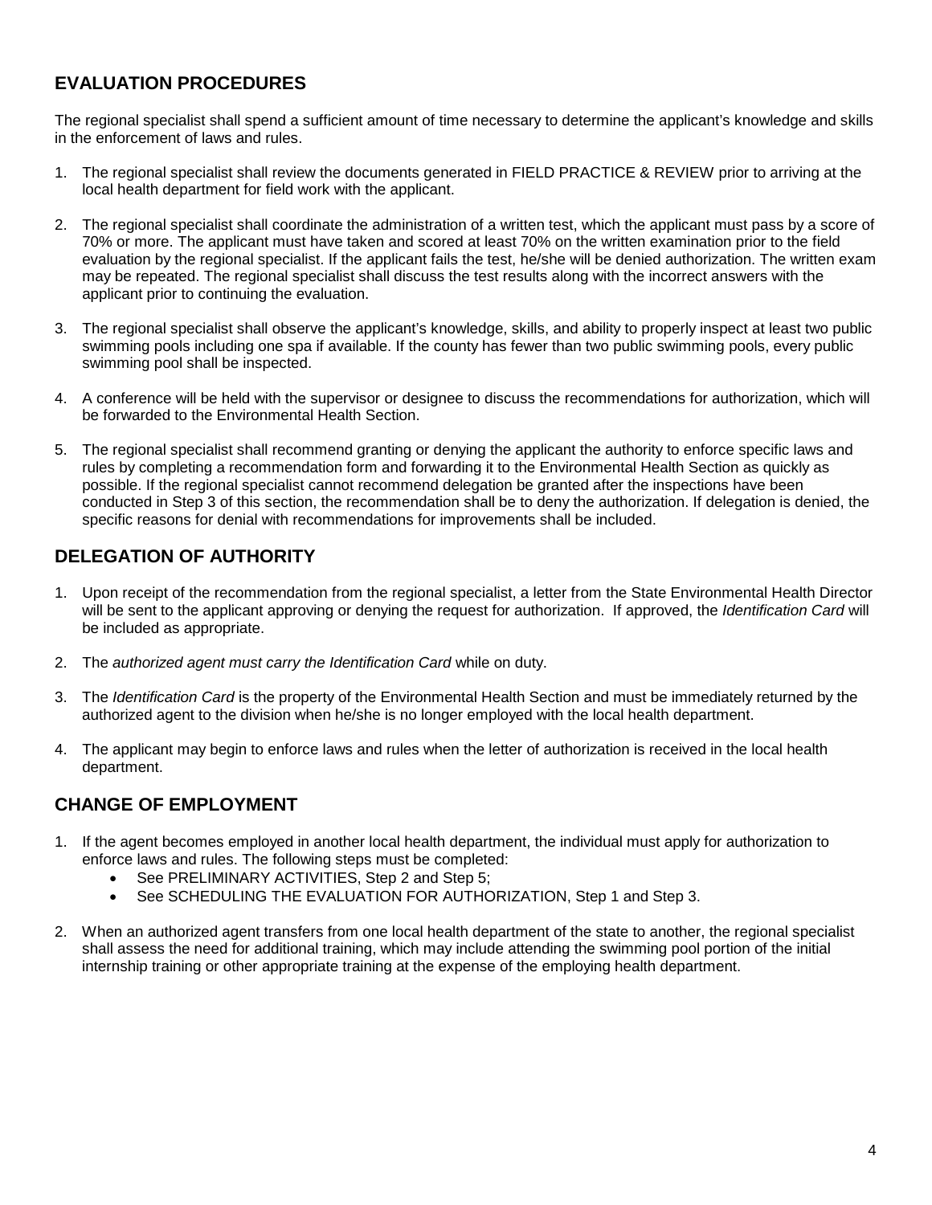## EVALUATION PROCEDURES

The regional specialist shall spend a sufficient amount of time necessary to determine the applicant's knowledge and skills in the enforcement of laws and rules.

1. The regional specialist shall review the documents generated in FIELD PRACTICE & REVIEW prior to arriving at the local health department for field work with the applicant.
2. The regional specialist shall coordinate the administration of a written test, which the applicant must pass by a score of 70% or more. The applicant must have taken and scored at least 70% on the written examination prior to the field evaluation by the regional specialist. If the applicant fails the test, he/she will be denied authorization. The written exam may be repeated. The regional specialist shall discuss the test results along with the incorrect answers with the applicant prior to continuing the evaluation.
3. The regional specialist shall observe the applicant's knowledge, skills, and ability to properly inspect at least two public swimming pools including one spa if available. If the county has fewer than two public swimming pools, every public swimming pool shall be inspected.
4. A conference will be held with the supervisor or designee to discuss the recommendations for authorization, which will be forwarded to the Environmental Health Section.
5. The regional specialist shall recommend granting or denying the applicant the authority to enforce specific laws and rules by completing a recommendation form and forwarding it to the Environmental Health Section as quickly as possible. If the regional specialist cannot recommend delegation be granted after the inspections have been conducted in Step 3 of this section, the recommendation shall be to deny the authorization. If delegation is denied, the specific reasons for denial with recommendations for improvements shall be included.

## DELEGATION OF AUTHORITY

1. Upon receipt of the recommendation from the regional specialist, a letter from the State Environmental Health Director will be sent to the applicant approving or denying the request for authorization. If approved, the *Identification Card* will be included as appropriate.
2. The *authorized agent must carry the Identification Card* while on duty.
3. The *Identification Card* is the property of the Environmental Health Section and must be immediately returned by the authorized agent to the division when he/she is no longer employed with the local health department.
4. The applicant may begin to enforce laws and rules when the letter of authorization is received in the local health department.

## CHANGE OF EMPLOYMENT

1. If the agent becomes employed in another local health department, the individual must apply for authorization to enforce laws and rules. The following steps must be completed:
   - See PRELIMINARY ACTIVITIES, Step 2 and Step 5;
   - See SCHEDULING THE EVALUATION FOR AUTHORIZATION, Step 1 and Step 3.
2. When an authorized agent transfers from one local health department of the state to another, the regional specialist shall assess the need for additional training, which may include attending the swimming pool portion of the initial internship training or other appropriate training at the expense of the employing health department.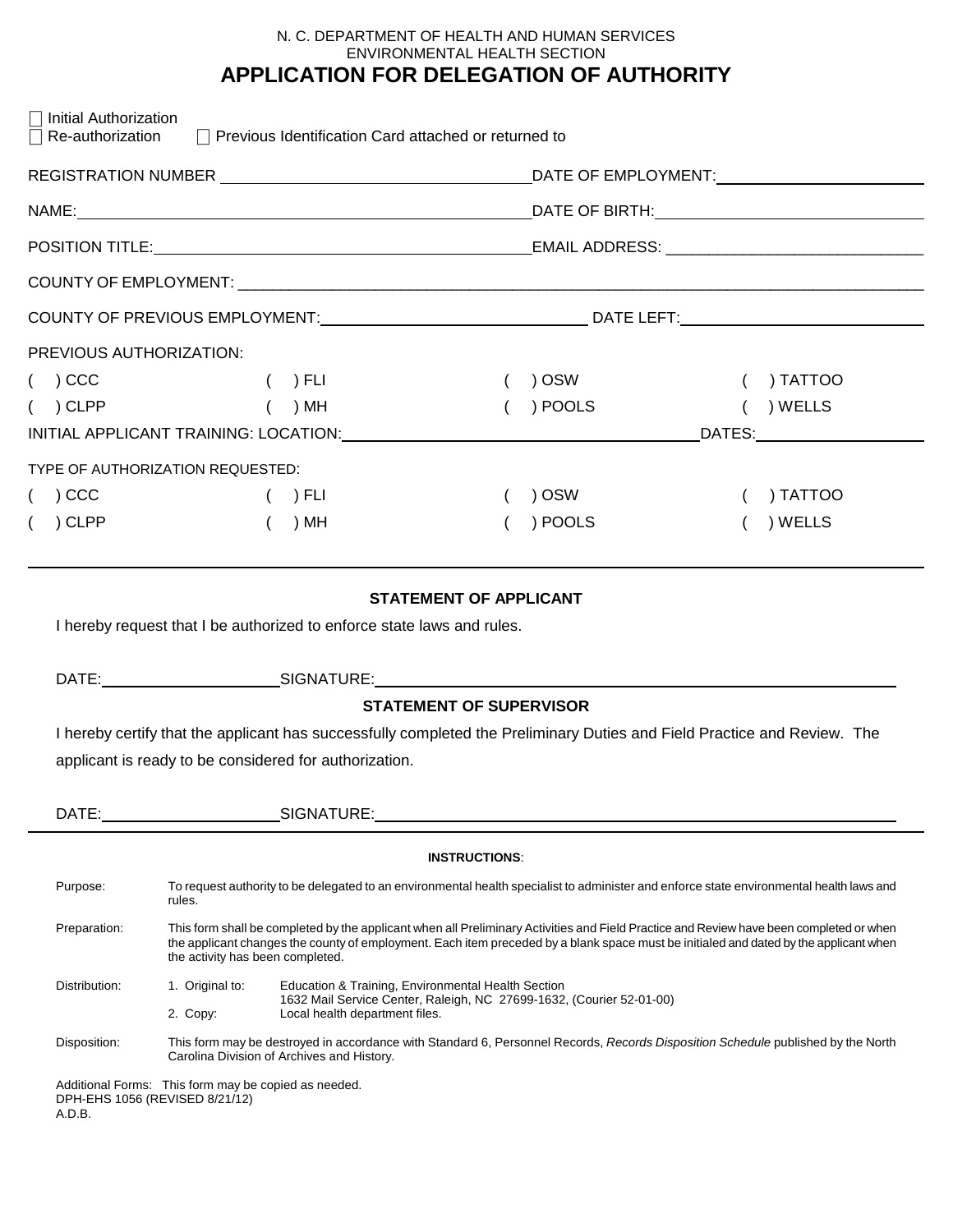N. C. DEPARTMENT OF HEALTH AND HUMAN SERVICES
ENVIRONMENTAL HEALTH SECTION

# APPLICATION FOR DELEGATION OF AUTHORITY

☐ Initial Authorization
☐ Re-authorization ☐ Previous Identification Card attached or returned to

REGISTRATION NUMBER ______________________ DATE OF EMPLOYMENT: ______________________

NAME: ______________________ DATE OF BIRTH: ______________________

POSITION TITLE: ______________________ EMAIL ADDRESS: ______________________

COUNTY OF EMPLOYMENT: ______________________

COUNTY OF PREVIOUS EMPLOYMENT: ______________________ DATE LEFT: ______________________

PREVIOUS AUTHORIZATION:

| | | | |
|---|---|---|---|
| ( ) CCC | ( ) FLI | ( ) OSW | ( ) TATTOO |
| ( ) CLPP | ( ) MH | ( ) POOLS | ( ) WELLS |

INITIAL APPLICANT TRAINING: LOCATION: ______________________ DATES: ______________________

TYPE OF AUTHORIZATION REQUESTED:

| | | | |
|---|---|---|---|
| ( ) CCC | ( ) FLI | ( ) OSW | ( ) TATTOO |
| ( ) CLPP | ( ) MH | ( ) POOLS | ( ) WELLS |

---

**STATEMENT OF APPLICANT**

I hereby request that I be authorized to enforce state laws and rules.

DATE: ______________________ SIGNATURE: ______________________

**STATEMENT OF SUPERVISOR**

I hereby certify that the applicant has successfully completed the Preliminary Duties and Field Practice and Review. The applicant is ready to be considered for authorization.

DATE: ______________________ SIGNATURE: ______________________

---

**INSTRUCTIONS**:

Purpose: To request authority to be delegated to an environmental health specialist to administer and enforce state environmental health laws and rules.

Preparation: This form shall be completed by the applicant when all Preliminary Activities and Field Practice and Review have been completed or when the applicant changes the county of employment. Each item preceded by a blank space must be initialed and dated by the applicant when the activity has been completed.

Distribution:
1. Original to: Education & Training, Environmental Health Section, 1632 Mail Service Center, Raleigh, NC 27699-1632, (Courier 52-01-00)
2. Copy: Local health department files.

Disposition: This form may be destroyed in accordance with Standard 6, Personnel Records, *Records Disposition Schedule* published by the North Carolina Division of Archives and History.

Additional Forms: This form may be copied as needed.
DPH-EHS 1056 (REVISED 8/21/12)
A.D.B.